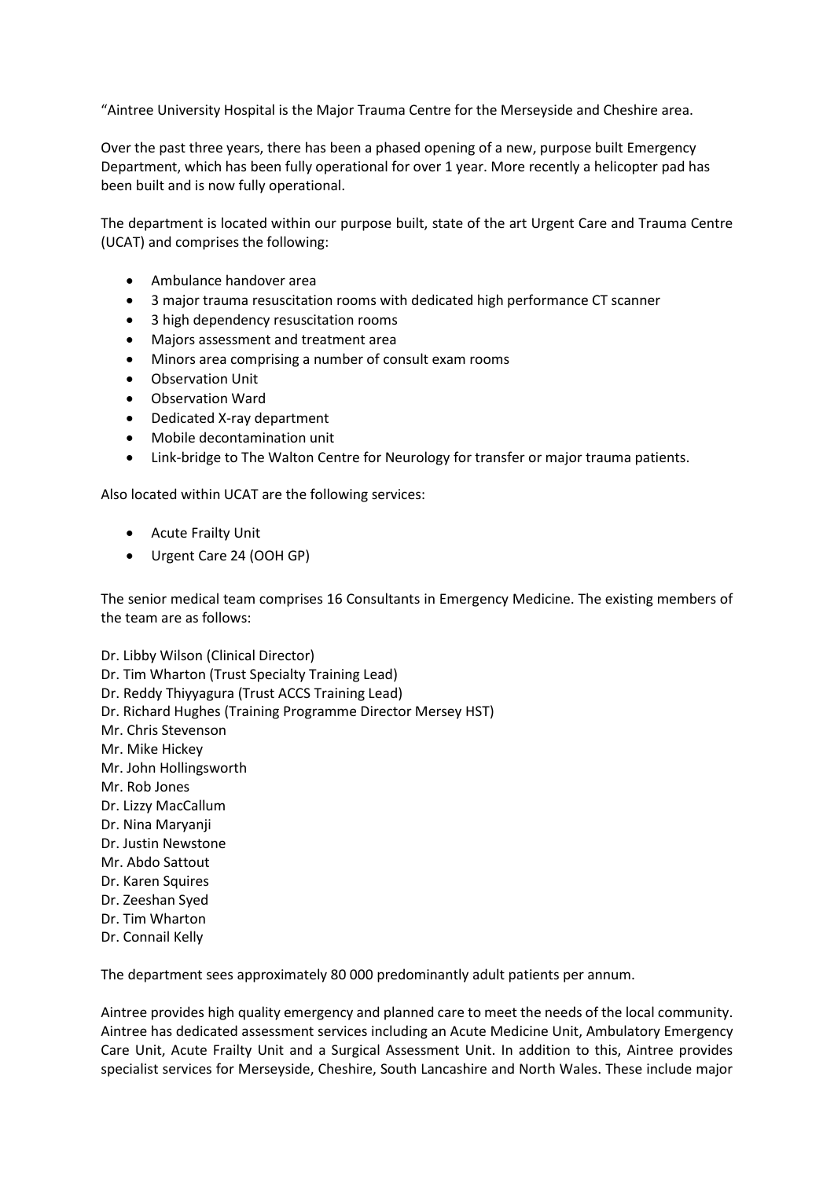"Aintree University Hospital is the Major Trauma Centre for the Merseyside and Cheshire area.

Over the past three years, there has been a phased opening of a new, purpose built Emergency Department, which has been fully operational for over 1 year. More recently a helicopter pad has been built and is now fully operational.

The department is located within our purpose built, state of the art Urgent Care and Trauma Centre (UCAT) and comprises the following:

- Ambulance handover area
- 3 major trauma resuscitation rooms with dedicated high performance CT scanner
- 3 high dependency resuscitation rooms
- Majors assessment and treatment area
- Minors area comprising a number of consult exam rooms
- Observation Unit
- Observation Ward
- Dedicated X-ray department
- Mobile decontamination unit
- Link-bridge to The Walton Centre for Neurology for transfer or major trauma patients.

Also located within UCAT are the following services:

- Acute Frailty Unit
- Urgent Care 24 (OOH GP)

The senior medical team comprises 16 Consultants in Emergency Medicine. The existing members of the team are as follows:

Dr. Libby Wilson (Clinical Director)
Dr. Tim Wharton (Trust Specialty Training Lead)
Dr. Reddy Thiyyagura (Trust ACCS Training Lead)
Dr. Richard Hughes (Training Programme Director Mersey HST)
Mr. Chris Stevenson
Mr. Mike Hickey
Mr. John Hollingsworth
Mr. Rob Jones
Dr. Lizzy MacCallum
Dr. Nina Maryanji
Dr. Justin Newstone
Mr. Abdo Sattout
Dr. Karen Squires
Dr. Zeeshan Syed
Dr. Tim Wharton
Dr. Connail Kelly

The department sees approximately 80 000 predominantly adult patients per annum.

Aintree provides high quality emergency and planned care to meet the needs of the local community. Aintree has dedicated assessment services including an Acute Medicine Unit, Ambulatory Emergency Care Unit, Acute Frailty Unit and a Surgical Assessment Unit. In addition to this, Aintree provides specialist services for Merseyside, Cheshire, South Lancashire and North Wales. These include major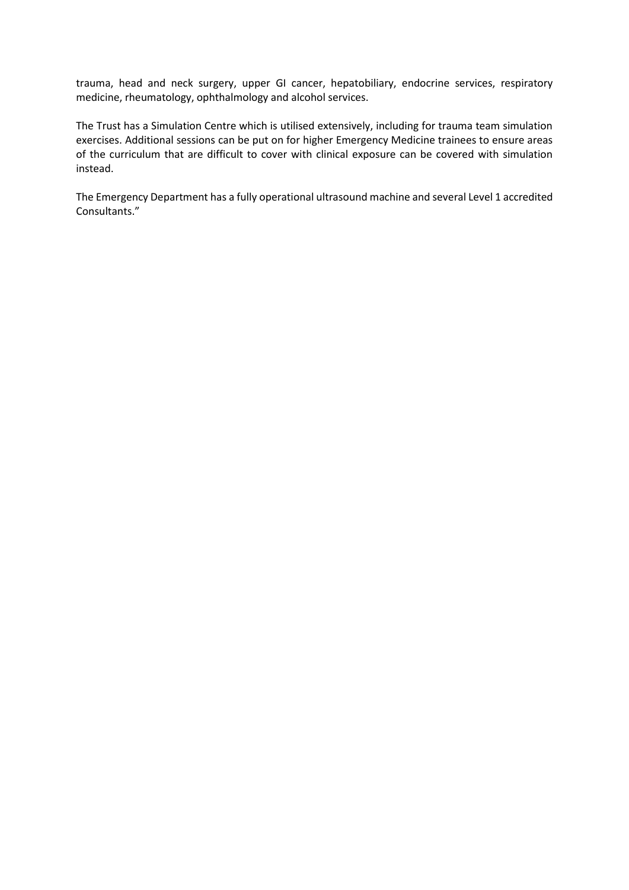trauma, head and neck surgery, upper GI cancer, hepatobiliary, endocrine services, respiratory medicine, rheumatology, ophthalmology and alcohol services.

The Trust has a Simulation Centre which is utilised extensively, including for trauma team simulation exercises. Additional sessions can be put on for higher Emergency Medicine trainees to ensure areas of the curriculum that are difficult to cover with clinical exposure can be covered with simulation instead.

The Emergency Department has a fully operational ultrasound machine and several Level 1 accredited Consultants."